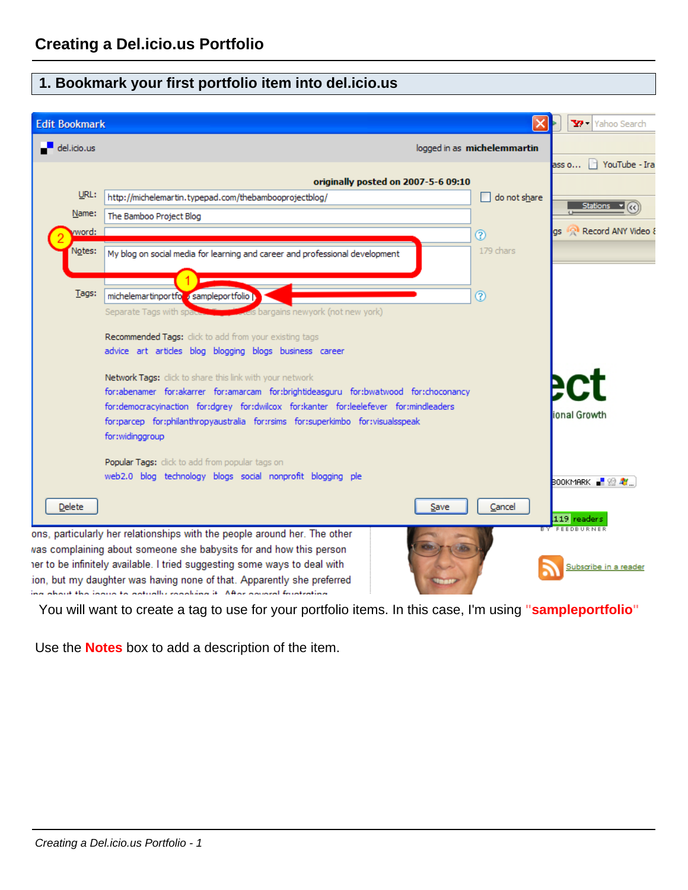## Creating a Del.icio.us Portfolio

### 1. Bookmark your first portfolio item into del.icio.us

You will want to create a tag to use for your portfolio items. In this case, I'm using **"sampleportfolio"**

Use the **Notes** box to add a description of the item.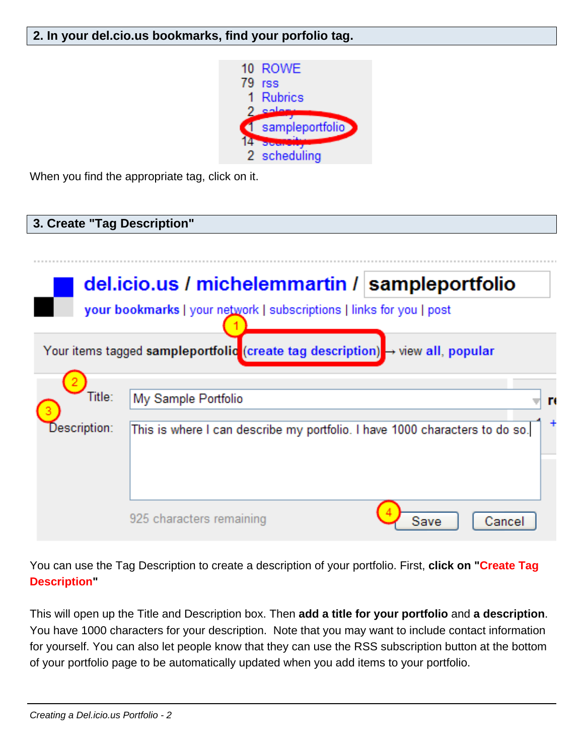## 2. In your del.cio.us bookmarks, find your porfolio tag.

When you find the appropriate tag, click on it.

## 3. Create "Tag Description"

You can use the Tag Description to create a description of your portfolio. First, **click on "Create Tag Description"**

This will open up the Title and Description box. Then **add a title for your portfolio** and **a description**. You have 1000 characters for your description. Note that you may want to include contact information for yourself. You can also let people know that they can use the RSS subscription button at the bottom of your portfolio page to be automatically updated when you add items to your portfolio.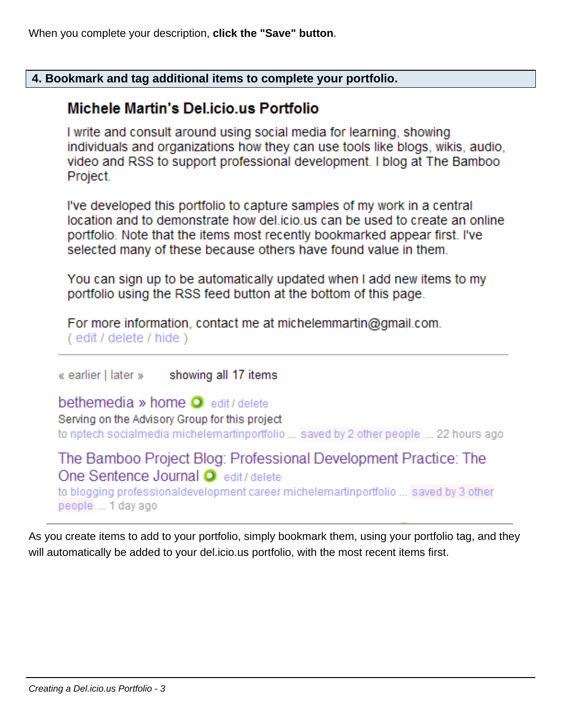When you complete your description, **click the "Save" button**.

**4. Bookmark and tag additional items to complete your portfolio.**

**Michele Martin's Del.icio.us Portfolio**

I write and consult around using social media for learning, showing individuals and organizations how they can use tools like blogs, wikis, audio, video and RSS to support professional development. I blog at The Bamboo Project.

I've developed this portfolio to capture samples of my work in a central location and to demonstrate how del.icio.us can be used to create an online portfolio. Note that the items most recently bookmarked appear first. I've selected many of these because others have found value in them.

You can sign up to be automatically updated when I add new items to my portfolio using the RSS feed button at the bottom of this page.

For more information, contact me at michelemmartin@gmail.com.
( edit / delete / hide )

« earlier | later » showing all 17 items

bethemedia » home edit / delete
Serving on the Advisory Group for this project
to nptech socialmedia michelemartinportfolio ... saved by 2 other people ... 22 hours ago

The Bamboo Project Blog: Professional Development Practice: The One Sentence Journal edit / delete
to blogging professionaldevelopment career michelemartinportfolio ... saved by 3 other people ... 1 day ago

As you create items to add to your portfolio, simply bookmark them, using your portfolio tag, and they will automatically be added to your del.icio.us portfolio, with the most recent items first.